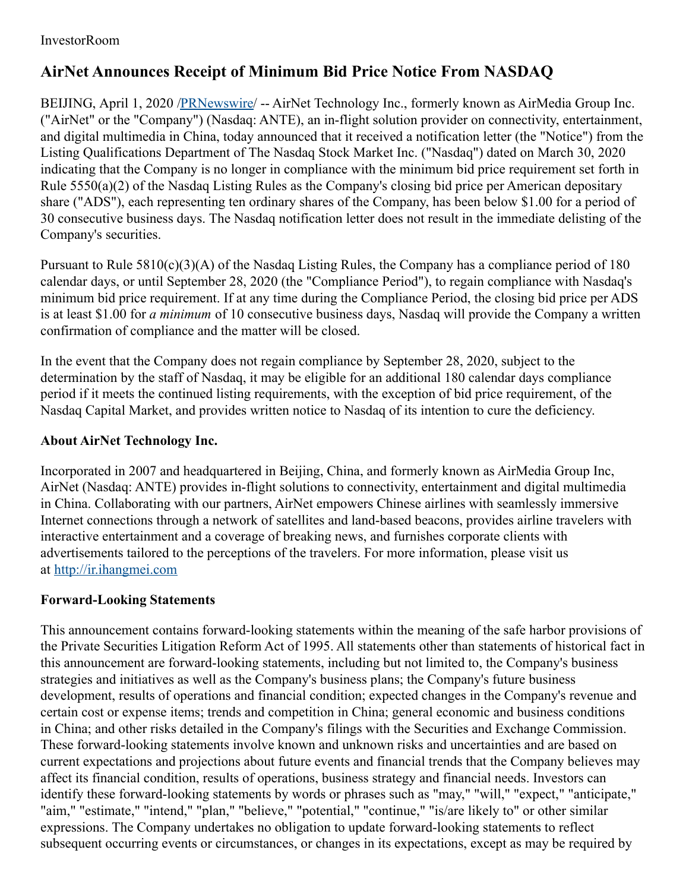InvestorRoom

# AirNet Announces Receipt of Minimum Bid Price Notice From NASDAQ

BEIJING, April 1, 2020 /[PRNewswire](http://www.prnewswire.com/)/ -- AirNet Technology Inc., formerly known as AirMedia Group Inc. ("AirNet" or the "Company") (Nasdaq: ANTE), an in-flight solution provider on connectivity, entertainment, and digital multimedia in China, today announced that it received a notification letter (the "Notice") from the Listing Qualifications Department of The Nasdaq Stock Market Inc. ("Nasdaq") dated on March 30, 2020 indicating that the Company is no longer in compliance with the minimum bid price requirement set forth in Rule 5550(a)(2) of the Nasdaq Listing Rules as the Company's closing bid price per American depositary share ("ADS"), each representing ten ordinary shares of the Company, has been below $1.00 for a period of 30 consecutive business days. The Nasdaq notification letter does not result in the immediate delisting of the Company's securities.

Pursuant to Rule 5810(c)(3)(A) of the Nasdaq Listing Rules, the Company has a compliance period of 180 calendar days, or until September 28, 2020 (the "Compliance Period"), to regain compliance with Nasdaq's minimum bid price requirement. If at any time during the Compliance Period, the closing bid price per ADS is at least $1.00 for *a minimum* of 10 consecutive business days, Nasdaq will provide the Company a written confirmation of compliance and the matter will be closed.

In the event that the Company does not regain compliance by September 28, 2020, subject to the determination by the staff of Nasdaq, it may be eligible for an additional 180 calendar days compliance period if it meets the continued listing requirements, with the exception of bid price requirement, of the Nasdaq Capital Market, and provides written notice to Nasdaq of its intention to cure the deficiency.

### About AirNet Technology Inc.

Incorporated in 2007 and headquartered in Beijing, China, and formerly known as AirMedia Group Inc, AirNet (Nasdaq: ANTE) provides in-flight solutions to connectivity, entertainment and digital multimedia in China. Collaborating with our partners, AirNet empowers Chinese airlines with seamlessly immersive Internet connections through a network of satellites and land-based beacons, provides airline travelers with interactive entertainment and a coverage of breaking news, and furnishes corporate clients with advertisements tailored to the perceptions of the travelers. For more information, please visit us at [http://ir.ihangmei.com](http://ir.ihangmei.com)

### Forward-Looking Statements

This announcement contains forward-looking statements within the meaning of the safe harbor provisions of the Private Securities Litigation Reform Act of 1995. All statements other than statements of historical fact in this announcement are forward-looking statements, including but not limited to, the Company's business strategies and initiatives as well as the Company's business plans; the Company's future business development, results of operations and financial condition; expected changes in the Company's revenue and certain cost or expense items; trends and competition in China; general economic and business conditions in China; and other risks detailed in the Company's filings with the Securities and Exchange Commission. These forward-looking statements involve known and unknown risks and uncertainties and are based on current expectations and projections about future events and financial trends that the Company believes may affect its financial condition, results of operations, business strategy and financial needs. Investors can identify these forward-looking statements by words or phrases such as "may," "will," "expect," "anticipate," "aim," "estimate," "intend," "plan," "believe," "potential," "continue," "is/are likely to" or other similar expressions. The Company undertakes no obligation to update forward-looking statements to reflect subsequent occurring events or circumstances, or changes in its expectations, except as may be required by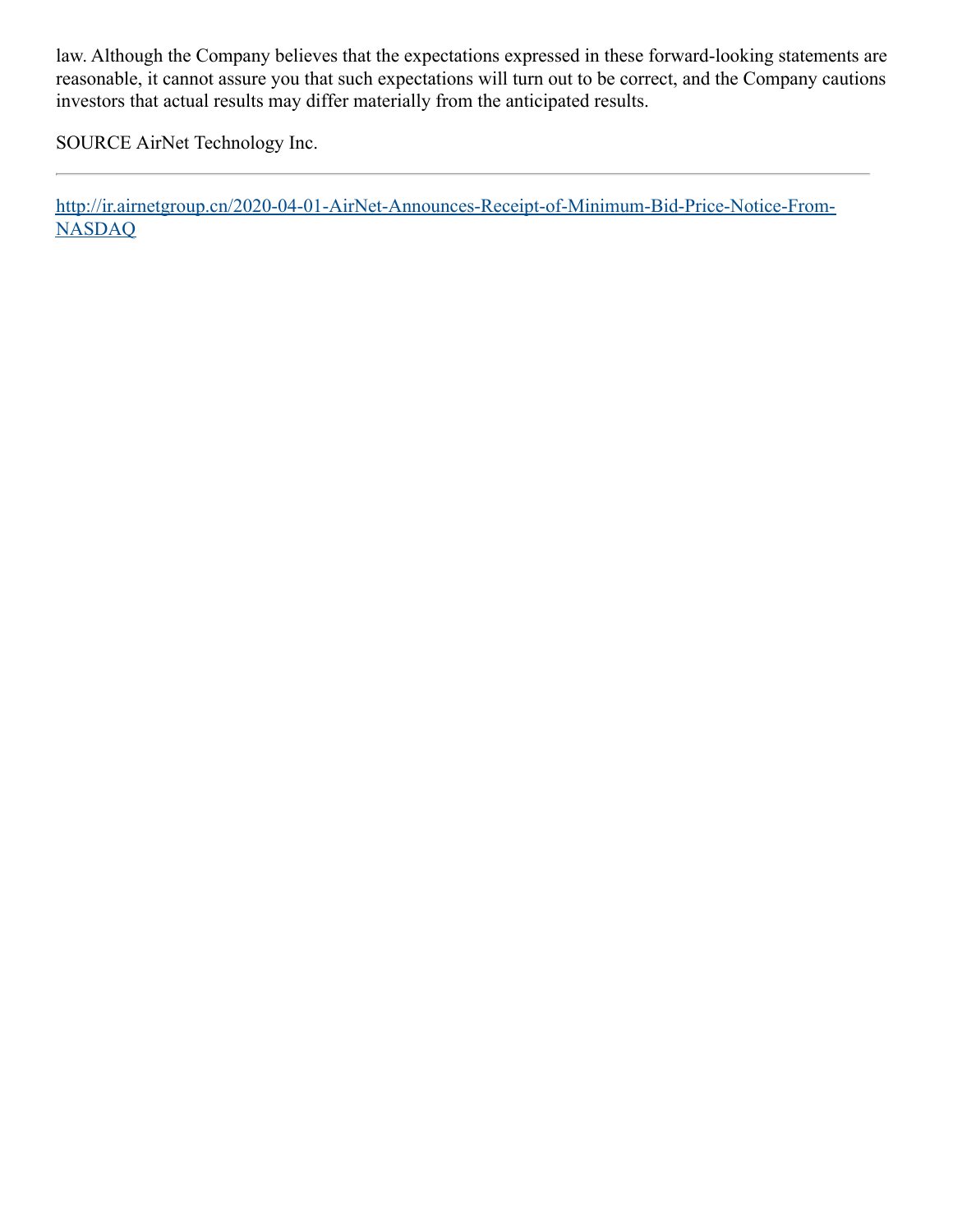law. Although the Company believes that the expectations expressed in these forward-looking statements are reasonable, it cannot assure you that such expectations will turn out to be correct, and the Company cautions investors that actual results may differ materially from the anticipated results.

SOURCE AirNet Technology Inc.

---

http://ir.airnetgroup.cn/2020-04-01-AirNet-Announces-Receipt-of-Minimum-Bid-Price-Notice-From-NASDAQ